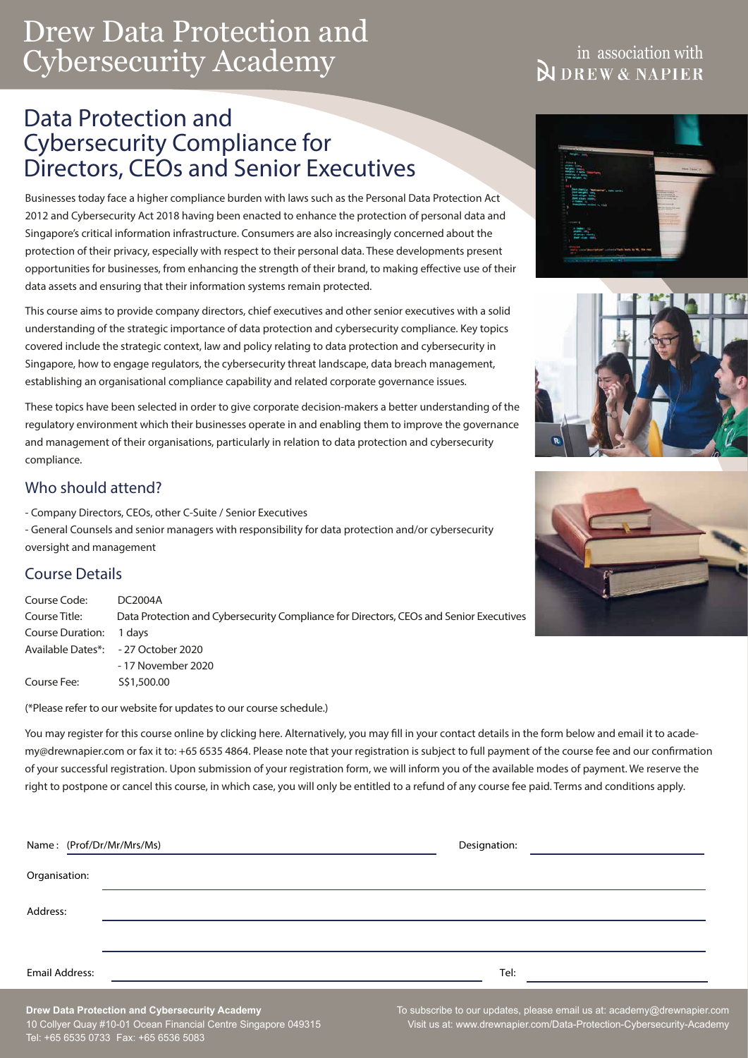# Drew Data Protection and Cybersecurity Academy

in association with DREW & NAPIER

## Data Protection and Cybersecurity Compliance for Directors, CEOs and Senior Executives

Businesses today face a higher compliance burden with laws such as the Personal Data Protection Act 2012 and Cybersecurity Act 2018 having been enacted to enhance the protection of personal data and Singapore's critical information infrastructure. Consumers are also increasingly concerned about the protection of their privacy, especially with respect to their personal data. These developments present opportunities for businesses, from enhancing the strength of their brand, to making effective use of their data assets and ensuring that their information systems remain protected.

This course aims to provide company directors, chief executives and other senior executives with a solid understanding of the strategic importance of data protection and cybersecurity compliance. Key topics covered include the strategic context, law and policy relating to data protection and cybersecurity in Singapore, how to engage regulators, the cybersecurity threat landscape, data breach management, establishing an organisational compliance capability and related corporate governance issues.

These topics have been selected in order to give corporate decision-makers a better understanding of the regulatory environment which their businesses operate in and enabling them to improve the governance and management of their organisations, particularly in relation to data protection and cybersecurity compliance.

### Who should attend?

- Company Directors, CEOs, other C-Suite / Senior Executives
- General Counsels and senior managers with responsibility for data protection and/or cybersecurity oversight and management

### Course Details

| | |
|---|---|
| Course Code: | DC2004A |
| Course Title: | Data Protection and Cybersecurity Compliance for Directors, CEOs and Senior Executives |
| Course Duration: | 1 days |
| Available Dates*: | - 27 October 2020 |
| | - 17 November 2020 |
| Course Fee: | S$1,500.00 |

(*Please refer to our website for updates to our course schedule.)

You may register for this course online by clicking here. Alternatively, you may fill in your contact details in the form below and email it to academy@drewnapier.com or fax it to: +65 6535 4864. Please note that your registration is subject to full payment of the course fee and our confirmation of your successful registration. Upon submission of your registration form, we will inform you of the available modes of payment. We reserve the right to postpone or cancel this course, in which case, you will only be entitled to a refund of any course fee paid. Terms and conditions apply.

Name : (Prof/Dr/Mr/Mrs/Ms) \_\_\_\_\_\_\_\_\_\_\_\_ Designation: \_\_\_\_\_\_\_\_\_\_\_\_

Organisation: \_\_\_\_\_\_\_\_\_\_\_\_

Address: \_\_\_\_\_\_\_\_\_\_\_\_

Email Address: \_\_\_\_\_\_\_\_\_\_\_\_ Tel: \_\_\_\_\_\_\_\_\_\_\_\_

**Drew Data Protection and Cybersecurity Academy**
10 Collyer Quay #10-01 Ocean Financial Centre Singapore 049315
Tel: +65 6535 0733 Fax: +65 6536 5083

To subscribe to our updates, please email us at: academy@drewnapier.com
Visit us at: www.drewnapier.com/Data-Protection-Cybersecurity-Academy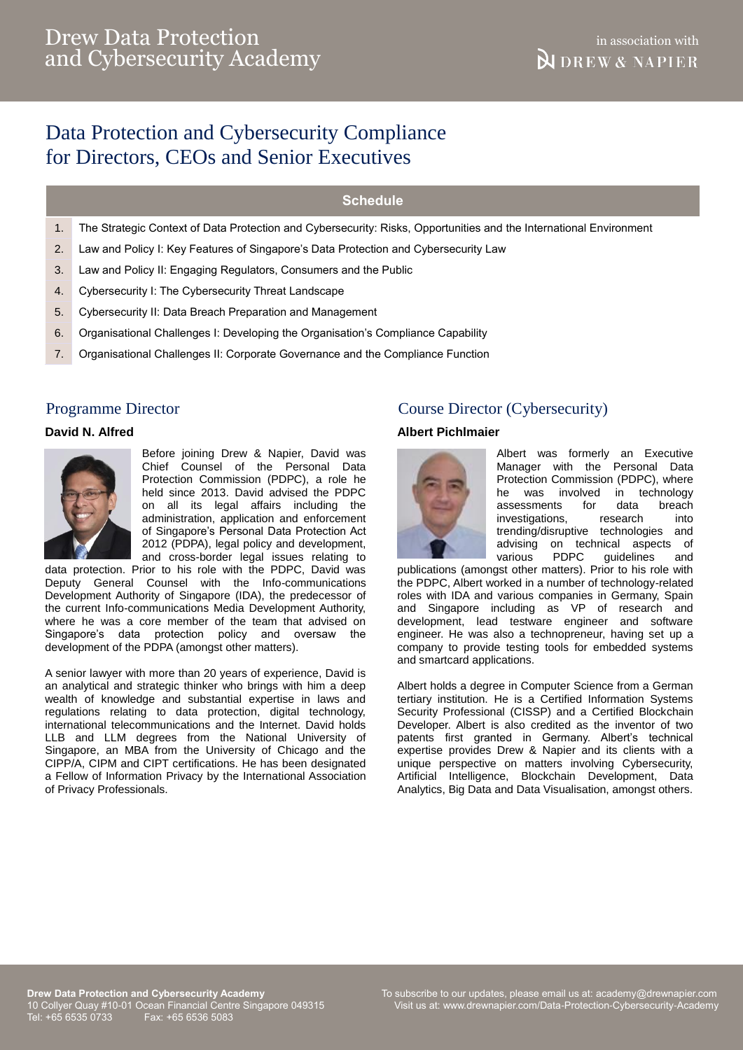Drew Data Protection and Cybersecurity Academy

in association with DREW & NAPIER

# Data Protection and Cybersecurity Compliance for Directors, CEOs and Senior Executives

## Schedule

1. The Strategic Context of Data Protection and Cybersecurity: Risks, Opportunities and the International Environment
2. Law and Policy I: Key Features of Singapore's Data Protection and Cybersecurity Law
3. Law and Policy II: Engaging Regulators, Consumers and the Public
4. Cybersecurity I: The Cybersecurity Threat Landscape
5. Cybersecurity II: Data Breach Preparation and Management
6. Organisational Challenges I: Developing the Organisation's Compliance Capability
7. Organisational Challenges II: Corporate Governance and the Compliance Function

## Programme Director

**David N. Alfred**

Before joining Drew & Napier, David was Chief Counsel of the Personal Data Protection Commission (PDPC), a role he held since 2013. David advised the PDPC on all its legal affairs including the administration, application and enforcement of Singapore's Personal Data Protection Act 2012 (PDPA), legal policy and development, and cross-border legal issues relating to data protection. Prior to his role with the PDPC, David was Deputy General Counsel with the Info-communications Development Authority of Singapore (IDA), the predecessor of the current Info-communications Media Development Authority, where he was a core member of the team that advised on Singapore's data protection policy and oversaw the development of the PDPA (amongst other matters).

A senior lawyer with more than 20 years of experience, David is an analytical and strategic thinker who brings with him a deep wealth of knowledge and substantial expertise in laws and regulations relating to data protection, digital technology, international telecommunications and the Internet. David holds LLB and LLM degrees from the National University of Singapore, an MBA from the University of Chicago and the CIPP/A, CIPM and CIPT certifications. He has been designated a Fellow of Information Privacy by the International Association of Privacy Professionals.

## Course Director (Cybersecurity)

**Albert Pichlmaier**

Albert was formerly an Executive Manager with the Personal Data Protection Commission (PDPC), where he was involved in technology assessments for data breach investigations, research into trending/disruptive technologies and advising on technical aspects of various PDPC guidelines and publications (amongst other matters). Prior to his role with the PDPC, Albert worked in a number of technology-related roles with IDA and various companies in Germany, Spain and Singapore including as VP of research and development, lead testware engineer and software engineer. He was also a technopreneur, having set up a company to provide testing tools for embedded systems and smartcard applications.

Albert holds a degree in Computer Science from a German tertiary institution. He is a Certified Information Systems Security Professional (CISSP) and a Certified Blockchain Developer. Albert is also credited as the inventor of two patents first granted in Germany. Albert's technical expertise provides Drew & Napier and its clients with a unique perspective on matters involving Cybersecurity, Artificial Intelligence, Blockchain Development, Data Analytics, Big Data and Data Visualisation, amongst others.

**Drew Data Protection and Cybersecurity Academy**
10 Collyer Quay #10-01 Ocean Financial Centre Singapore 049315
Tel: +65 6535 0733 Fax: +65 6536 5083

To subscribe to our updates, please email us at: academy@drewnapier.com
Visit us at: www.drewnapier.com/Data-Protection-Cybersecurity-Academy